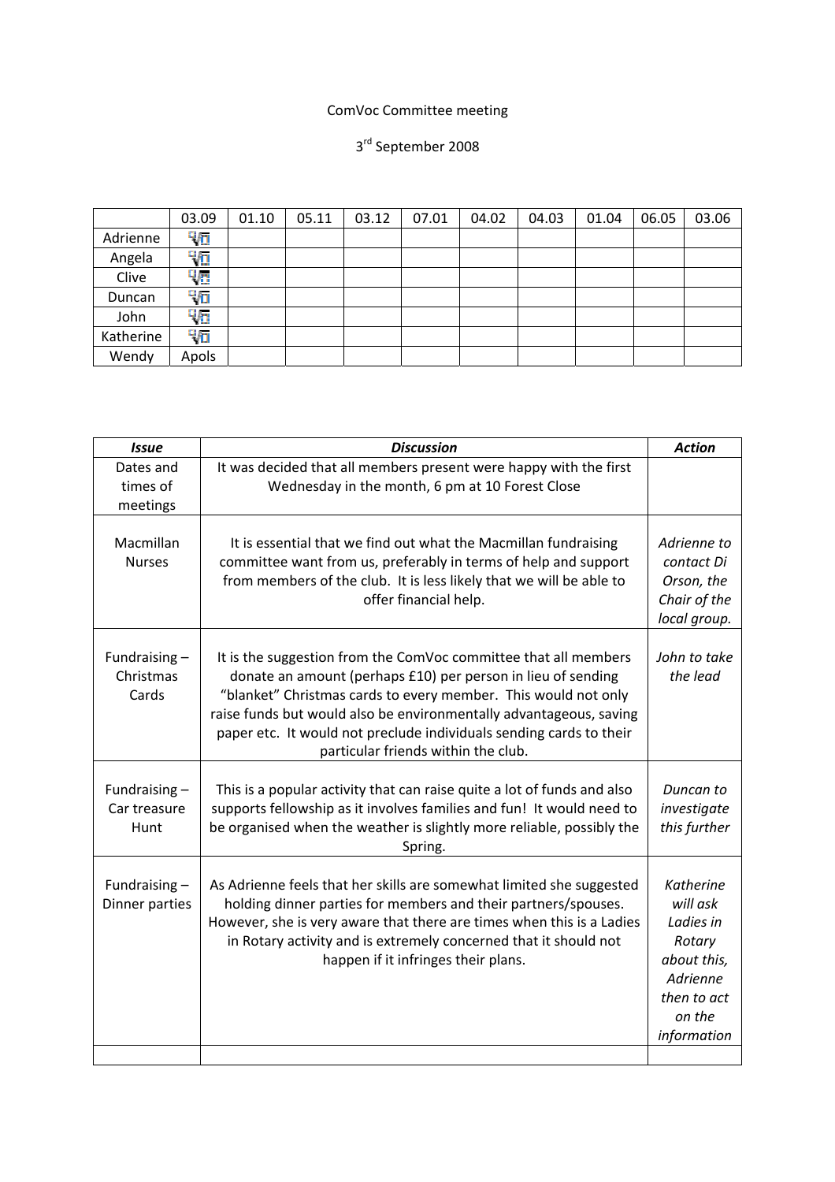ComVoc Committee meeting

3rd September 2008

| | 03.09 | 01.10 | 05.11 | 03.12 | 07.01 | 04.02 | 04.03 | 01.04 | 06.05 | 03.06 |
|---|---|---|---|---|---|---|---|---|---|---|
| Adrienne | ✓ | | | | | | | | | |
| Angela | ✓ | | | | | | | | | |
| Clive | ✓ | | | | | | | | | |
| Duncan | ✓ | | | | | | | | | |
| John | ✓ | | | | | | | | | |
| Katherine | ✓ | | | | | | | | | |
| Wendy | Apols | | | | | | | | | |

| ***Issue*** | ***Discussion*** | ***Action*** |
|---|---|---|
| Dates and times of meetings | It was decided that all members present were happy with the first Wednesday in the month, 6 pm at 10 Forest Close | |
| Macmillan Nurses | It is essential that we find out what the Macmillan fundraising committee want from us, preferably in terms of help and support from members of the club. It is less likely that we will be able to offer financial help. | *Adrienne to contact Di Orson, the Chair of the local group.* |
| Fundraising – Christmas Cards | It is the suggestion from the ComVoc committee that all members donate an amount (perhaps £10) per person in lieu of sending "blanket" Christmas cards to every member. This would not only raise funds but would also be environmentally advantageous, saving paper etc. It would not preclude individuals sending cards to their particular friends within the club. | *John to take the lead* |
| Fundraising – Car treasure Hunt | This is a popular activity that can raise quite a lot of funds and also supports fellowship as it involves families and fun! It would need to be organised when the weather is slightly more reliable, possibly the Spring. | *Duncan to investigate this further* |
| Fundraising – Dinner parties | As Adrienne feels that her skills are somewhat limited she suggested holding dinner parties for members and their partners/spouses. However, she is very aware that there are times when this is a Ladies in Rotary activity and is extremely concerned that it should not happen if it infringes their plans. | *Katherine will ask Ladies in Rotary about this, Adrienne then to act on the information* |
| | | |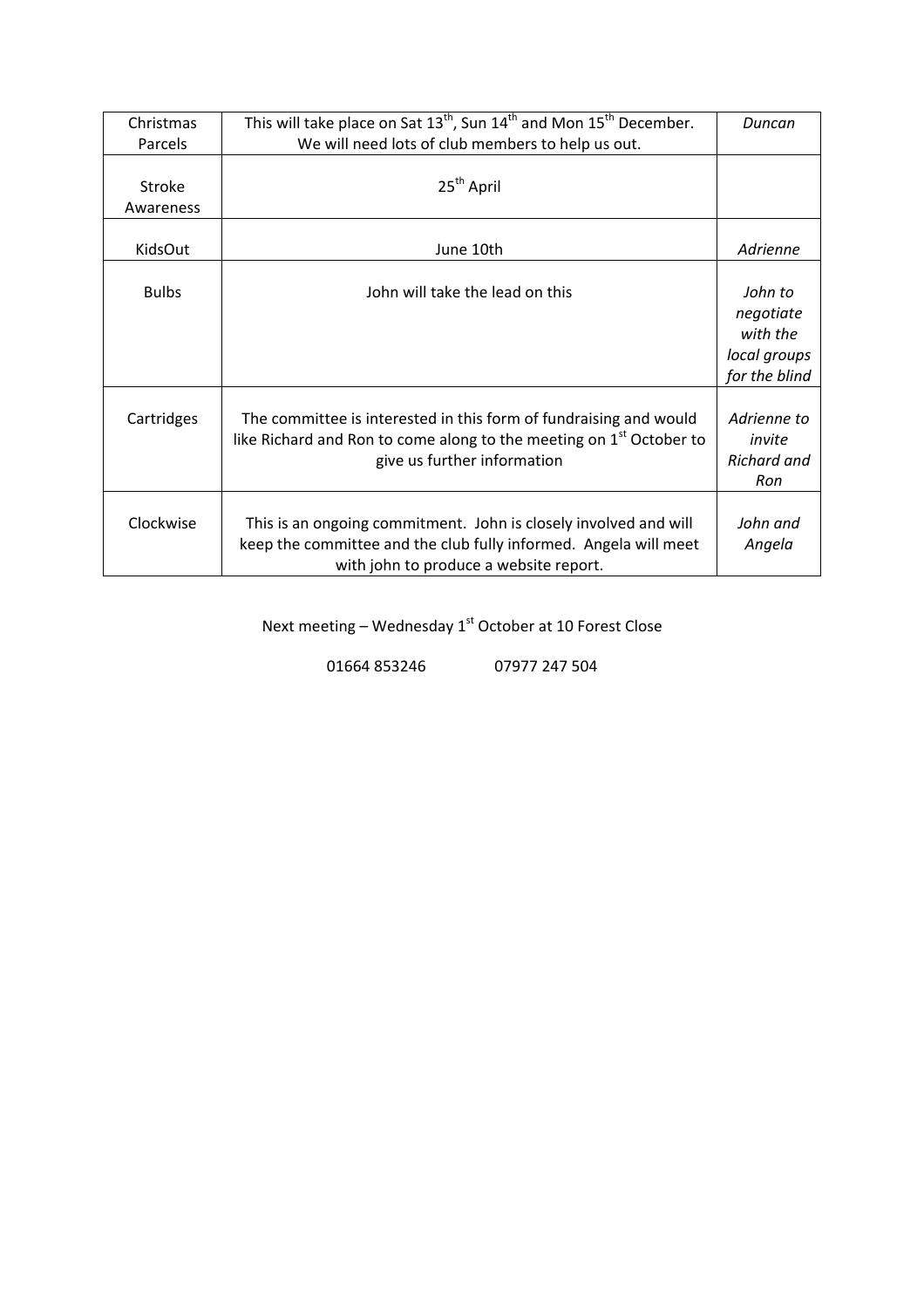| | | |
|---|---|---|
| Christmas Parcels | This will take place on Sat 13th, Sun 14th and Mon 15th December. We will need lots of club members to help us out. | *Duncan* |
| Stroke Awareness | 25th April | |
| KidsOut | June 10th | *Adrienne* |
| Bulbs | John will take the lead on this | *John to negotiate with the local groups for the blind* |
| Cartridges | The committee is interested in this form of fundraising and would like Richard and Ron to come along to the meeting on 1st October to give us further information | *Adrienne to invite Richard and Ron* |
| Clockwise | This is an ongoing commitment. John is closely involved and will keep the committee and the club fully informed. Angela will meet with john to produce a website report. | *John and Angela* |

Next meeting – Wednesday 1st October at 10 Forest Close

01664 853246 07977 247 504